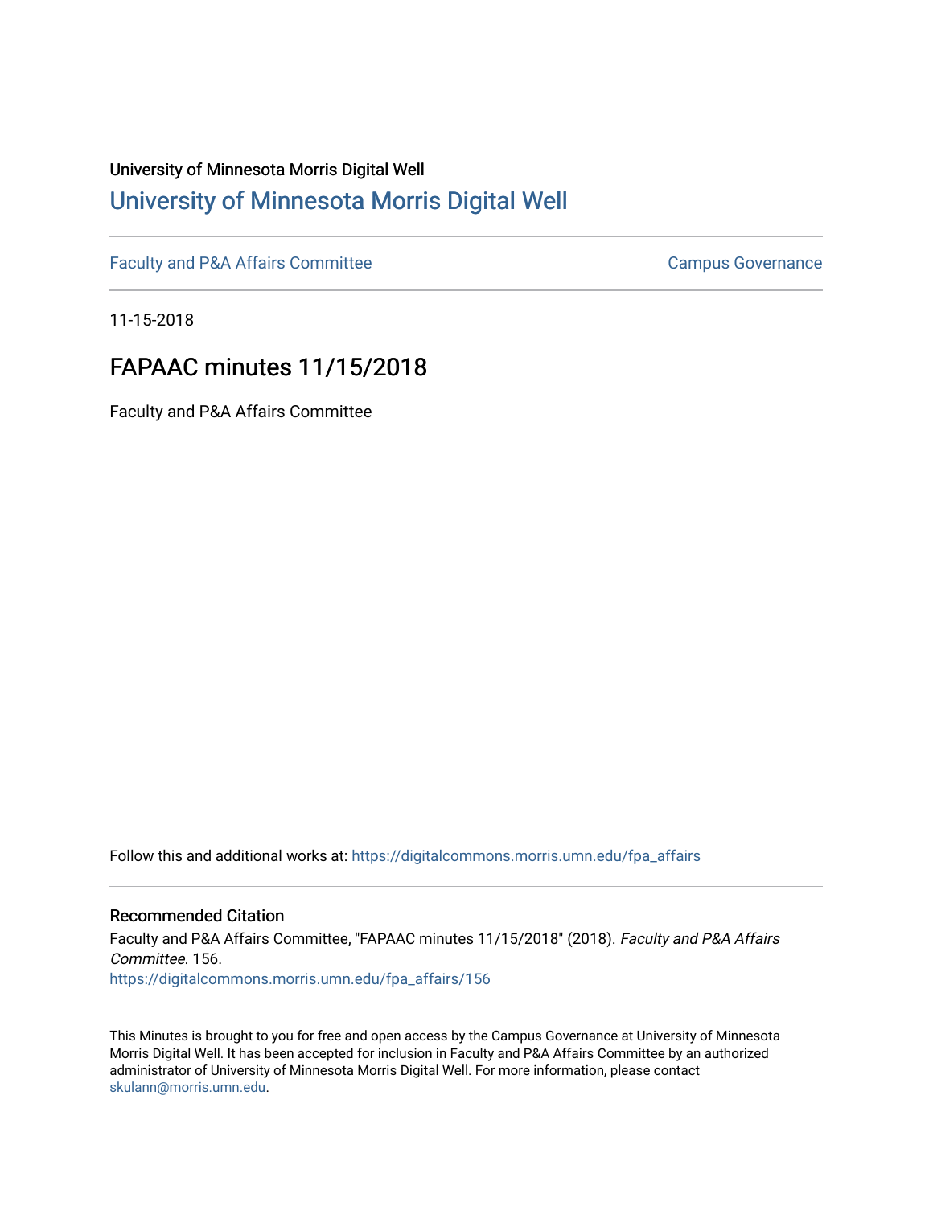University of Minnesota Morris Digital Well

# University of Minnesota Morris Digital Well

Faculty and P&A Affairs Committee | Campus Governance

11-15-2018

## FAPAAC minutes 11/15/2018

Faculty and P&A Affairs Committee

Follow this and additional works at: https://digitalcommons.morris.umn.edu/fpa_affairs

### Recommended Citation

Faculty and P&A Affairs Committee, "FAPAAC minutes 11/15/2018" (2018). *Faculty and P&A Affairs Committee*. 156.
https://digitalcommons.morris.umn.edu/fpa_affairs/156

This Minutes is brought to you for free and open access by the Campus Governance at University of Minnesota Morris Digital Well. It has been accepted for inclusion in Faculty and P&A Affairs Committee by an authorized administrator of University of Minnesota Morris Digital Well. For more information, please contact skulann@morris.umn.edu.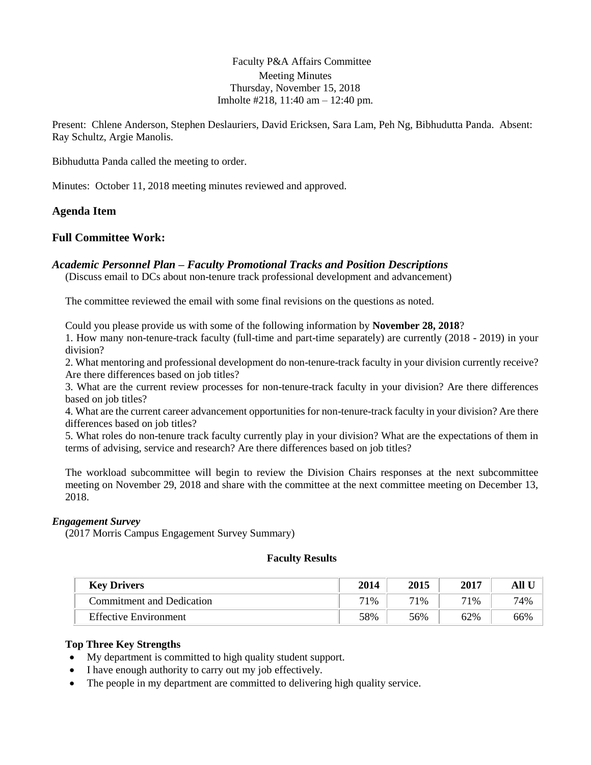Faculty P&A Affairs Committee
Meeting Minutes
Thursday, November 15, 2018
Imholte #218, 11:40 am – 12:40 pm.

Present: Chlene Anderson, Stephen Deslauriers, David Ericksen, Sara Lam, Peh Ng, Bibhudutta Panda. Absent: Ray Schultz, Argie Manolis.

Bibhudutta Panda called the meeting to order.

Minutes: October 11, 2018 meeting minutes reviewed and approved.

## Agenda Item

## Full Committee Work:

### *Academic Personnel Plan – Faculty Promotional Tracks and Position Descriptions*

(Discuss email to DCs about non-tenure track professional development and advancement)

The committee reviewed the email with some final revisions on the questions as noted.

Could you please provide us with some of the following information by **November 28, 2018**?

1. How many non-tenure-track faculty (full-time and part-time separately) are currently (2018 - 2019) in your division?
2. What mentoring and professional development do non-tenure-track faculty in your division currently receive? Are there differences based on job titles?
3. What are the current review processes for non-tenure-track faculty in your division? Are there differences based on job titles?
4. What are the current career advancement opportunities for non-tenure-track faculty in your division? Are there differences based on job titles?
5. What roles do non-tenure track faculty currently play in your division? What are the expectations of them in terms of advising, service and research? Are there differences based on job titles?

The workload subcommittee will begin to review the Division Chairs responses at the next subcommittee meeting on November 29, 2018 and share with the committee at the next committee meeting on December 13, 2018.

#### *Engagement Survey*

(2017 Morris Campus Engagement Survey Summary)

**Faculty Results**

| Key Drivers | 2014 | 2015 | 2017 | All U |
|---|---|---|---|---|
| Commitment and Dedication | 71% | 71% | 71% | 74% |
| Effective Environment | 58% | 56% | 62% | 66% |

**Top Three Key Strengths**

- My department is committed to high quality student support.
- I have enough authority to carry out my job effectively.
- The people in my department are committed to delivering high quality service.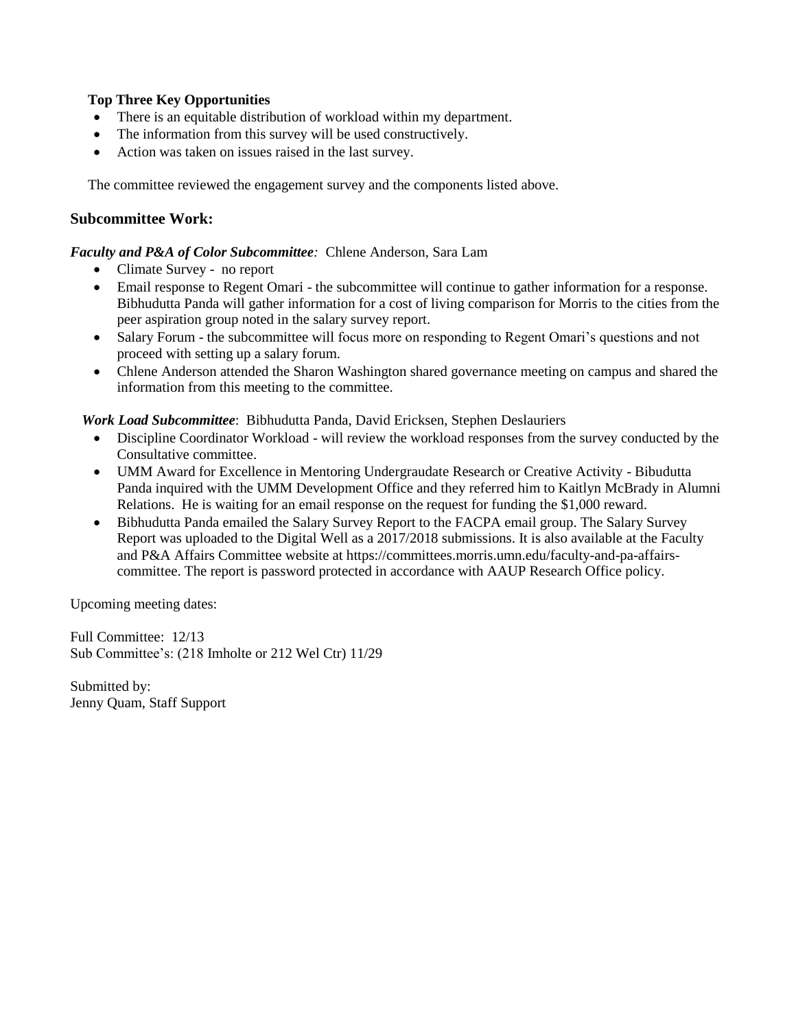**Top Three Key Opportunities**

- There is an equitable distribution of workload within my department.
- The information from this survey will be used constructively.
- Action was taken on issues raised in the last survey.

The committee reviewed the engagement survey and the components listed above.

## Subcommittee Work:

***Faculty and P&A of Color Subcommittee**:* Chlene Anderson, Sara Lam

- Climate Survey - no report
- Email response to Regent Omari - the subcommittee will continue to gather information for a response. Bibhudutta Panda will gather information for a cost of living comparison for Morris to the cities from the peer aspiration group noted in the salary survey report.
- Salary Forum - the subcommittee will focus more on responding to Regent Omari's questions and not proceed with setting up a salary forum.
- Chlene Anderson attended the Sharon Washington shared governance meeting on campus and shared the information from this meeting to the committee.

***Work Load Subcommittee***: Bibhudutta Panda, David Ericksen, Stephen Deslauriers

- Discipline Coordinator Workload - will review the workload responses from the survey conducted by the Consultative committee.
- UMM Award for Excellence in Mentoring Undergraudate Research or Creative Activity - Bibudutta Panda inquired with the UMM Development Office and they referred him to Kaitlyn McBrady in Alumni Relations. He is waiting for an email response on the request for funding the $1,000 reward.
- Bibhudutta Panda emailed the Salary Survey Report to the FACPA email group. The Salary Survey Report was uploaded to the Digital Well as a 2017/2018 submissions. It is also available at the Faculty and P&A Affairs Committee website at https://committees.morris.umn.edu/faculty-and-pa-affairs-committee. The report is password protected in accordance with AAUP Research Office policy.

Upcoming meeting dates:

Full Committee: 12/13
Sub Committee's: (218 Imholte or 212 Wel Ctr) 11/29

Submitted by:
Jenny Quam, Staff Support